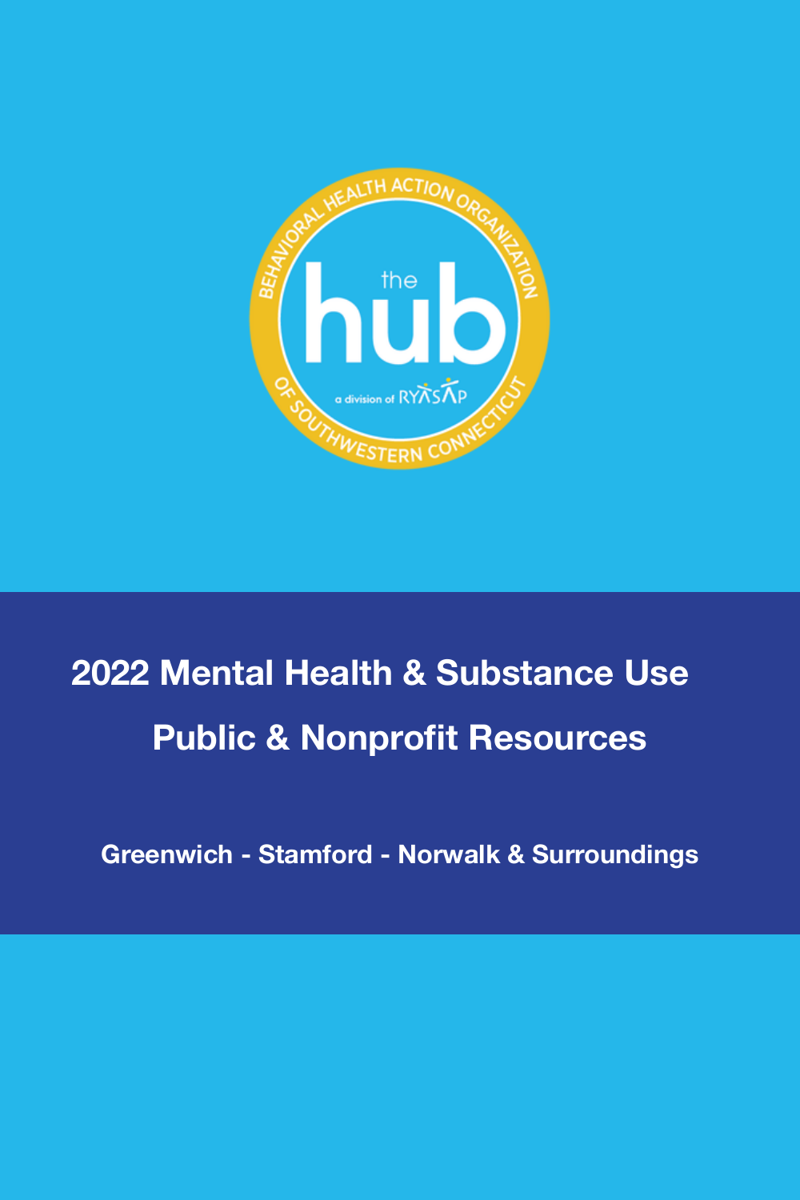BEHAVIORAL HEALTH ACTION ORGANIZATION

the hub

a division of RYASAP

OF SOUTHWESTERN CONNECTICUT

# 2022 Mental Health & Substance Use Public & Nonprofit Resources

## Greenwich - Stamford - Norwalk & Surroundings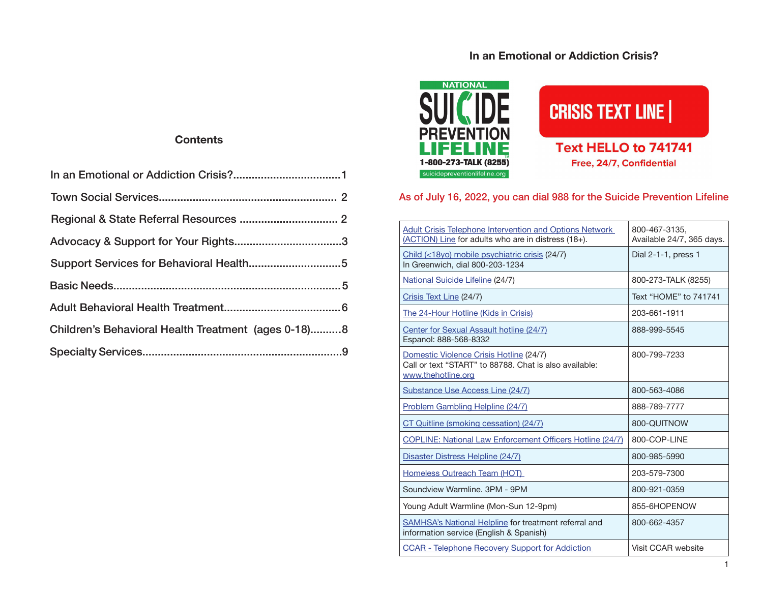## Contents

In an Emotional or Addiction Crisis?..................................1

Town Social Services......................................................... 2

Regional & State Referral Resources ................................ 2

Advocacy & Support for Your Rights..................................3

Support Services for Behavioral Health.............................5

Basic Needs........................................................................5

Adult Behavioral Health Treatment.....................................6

Children's Behavioral Health Treatment (ages 0-18)..........8

Specialty Services...............................................................9

## In an Emotional or Addiction Crisis?

NATIONAL SUICIDE PREVENTION LIFELINE
1-800-273-TALK (8255)
suicidepreventionlifeline.org

CRISIS TEXT LINE |
**Text HELLO to 741741**
**Free, 24/7, Confidential**

As of July 16, 2022, you can dial 988 for the Suicide Prevention Lifeline

| | |
|---|---|
| Adult Crisis Telephone Intervention and Options Network (ACTION) Line for adults who are in distress (18+). | 800-467-3135, Available 24/7, 365 days. |
| Child (<18yo) mobile psychiatric crisis (24/7) In Greenwich, dial 800-203-1234 | Dial 2-1-1, press 1 |
| National Suicide Lifeline (24/7) | 800-273-TALK (8255) |
| Crisis Text Line (24/7) | Text "HOME" to 741741 |
| The 24-Hour Hotline (Kids in Crisis) | 203-661-1911 |
| Center for Sexual Assault hotline (24/7) Espanol: 888-568-8332 | 888-999-5545 |
| Domestic Violence Crisis Hotline (24/7) Call or text "START" to 88788. Chat is also available: www.thehotline.org | 800-799-7233 |
| Substance Use Access Line (24/7) | 800-563-4086 |
| Problem Gambling Helpline (24/7) | 888-789-7777 |
| CT Quitline (smoking cessation) (24/7) | 800-QUITNOW |
| COPLINE: National Law Enforcement Officers Hotline (24/7) | 800-COP-LINE |
| Disaster Distress Helpline (24/7) | 800-985-5990 |
| Homeless Outreach Team (HOT) | 203-579-7300 |
| Soundview Warmline. 3PM - 9PM | 800-921-0359 |
| Young Adult Warmline (Mon-Sun 12-9pm) | 855-6HOPENOW |
| SAMHSA's National Helpline for treatment referral and information service (English & Spanish) | 800-662-4357 |
| CCAR - Telephone Recovery Support for Addiction | Visit CCAR website |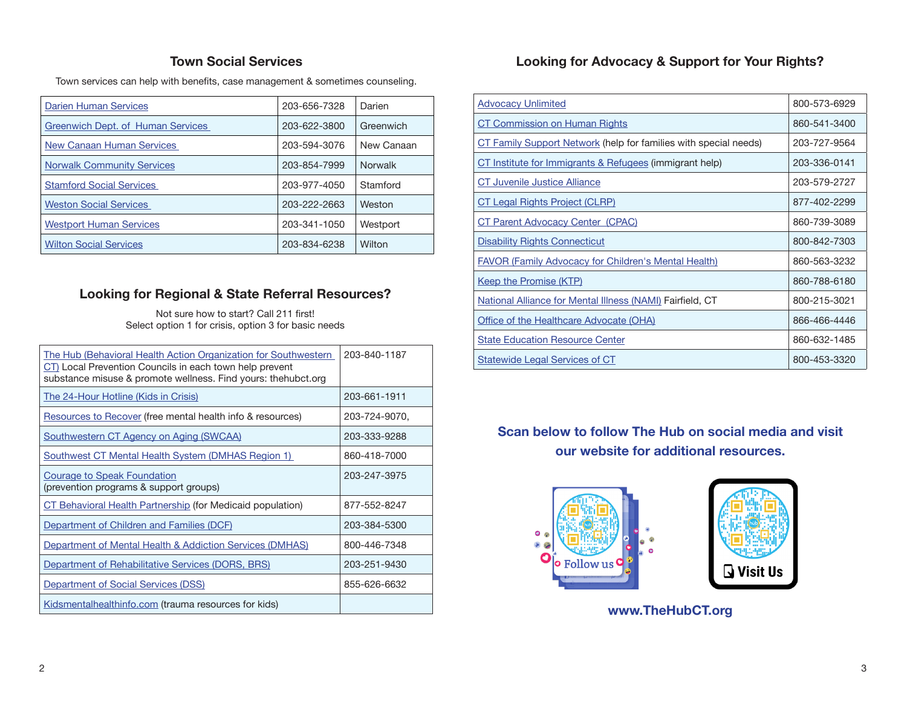## Town Social Services

Town services can help with benefits, case management & sometimes counseling.

| | | |
|---|---|---|
| Darien Human Services | 203-656-7328 | Darien |
| Greenwich Dept. of Human Services | 203-622-3800 | Greenwich |
| New Canaan Human Services | 203-594-3076 | New Canaan |
| Norwalk Community Services | 203-854-7999 | Norwalk |
| Stamford Social Services | 203-977-4050 | Stamford |
| Weston Social Services | 203-222-2663 | Weston |
| Westport Human Services | 203-341-1050 | Westport |
| Wilton Social Services | 203-834-6238 | Wilton |

## Looking for Regional & State Referral Resources?

Not sure how to start? Call 211 first!
Select option 1 for crisis, option 3 for basic needs

| | |
|---|---|
| The Hub (Behavioral Health Action Organization for Southwestern CT) Local Prevention Councils in each town help prevent substance misuse & promote wellness. Find yours: thehubct.org | 203-840-1187 |
| The 24-Hour Hotline (Kids in Crisis) | 203-661-1911 |
| Resources to Recover (free mental health info & resources) | 203-724-9070, |
| Southwestern CT Agency on Aging (SWCAA) | 203-333-9288 |
| Southwest CT Mental Health System (DMHAS Region 1) | 860-418-7000 |
| Courage to Speak Foundation (prevention programs & support groups) | 203-247-3975 |
| CT Behavioral Health Partnership (for Medicaid population) | 877-552-8247 |
| Department of Children and Families (DCF) | 203-384-5300 |
| Department of Mental Health & Addiction Services (DMHAS) | 800-446-7348 |
| Department of Rehabilitative Services (DORS, BRS) | 203-251-9430 |
| Department of Social Services (DSS) | 855-626-6632 |
| Kidsmentalhealthinfo.com (trauma resources for kids) | |

## Looking for Advocacy & Support for Your Rights?

| | |
|---|---|
| Advocacy Unlimited | 800-573-6929 |
| CT Commission on Human Rights | 860-541-3400 |
| CT Family Support Network (help for families with special needs) | 203-727-9564 |
| CT Institute for Immigrants & Refugees (immigrant help) | 203-336-0141 |
| CT Juvenile Justice Alliance | 203-579-2727 |
| CT Legal Rights Project (CLRP) | 877-402-2299 |
| CT Parent Advocacy Center (CPAC) | 860-739-3089 |
| Disability Rights Connecticut | 800-842-7303 |
| FAVOR (Family Advocacy for Children's Mental Health) | 860-563-3232 |
| Keep the Promise (KTP) | 860-788-6180 |
| National Alliance for Mental Illness (NAMI) Fairfield, CT | 800-215-3021 |
| Office of the Healthcare Advocate (OHA) | 866-466-4446 |
| State Education Resource Center | 860-632-1485 |
| Statewide Legal Services of CT | 800-453-3320 |

**Scan below to follow The Hub on social media and visit our website for additional resources.**

Follow us

Visit Us

**www.TheHubCT.org**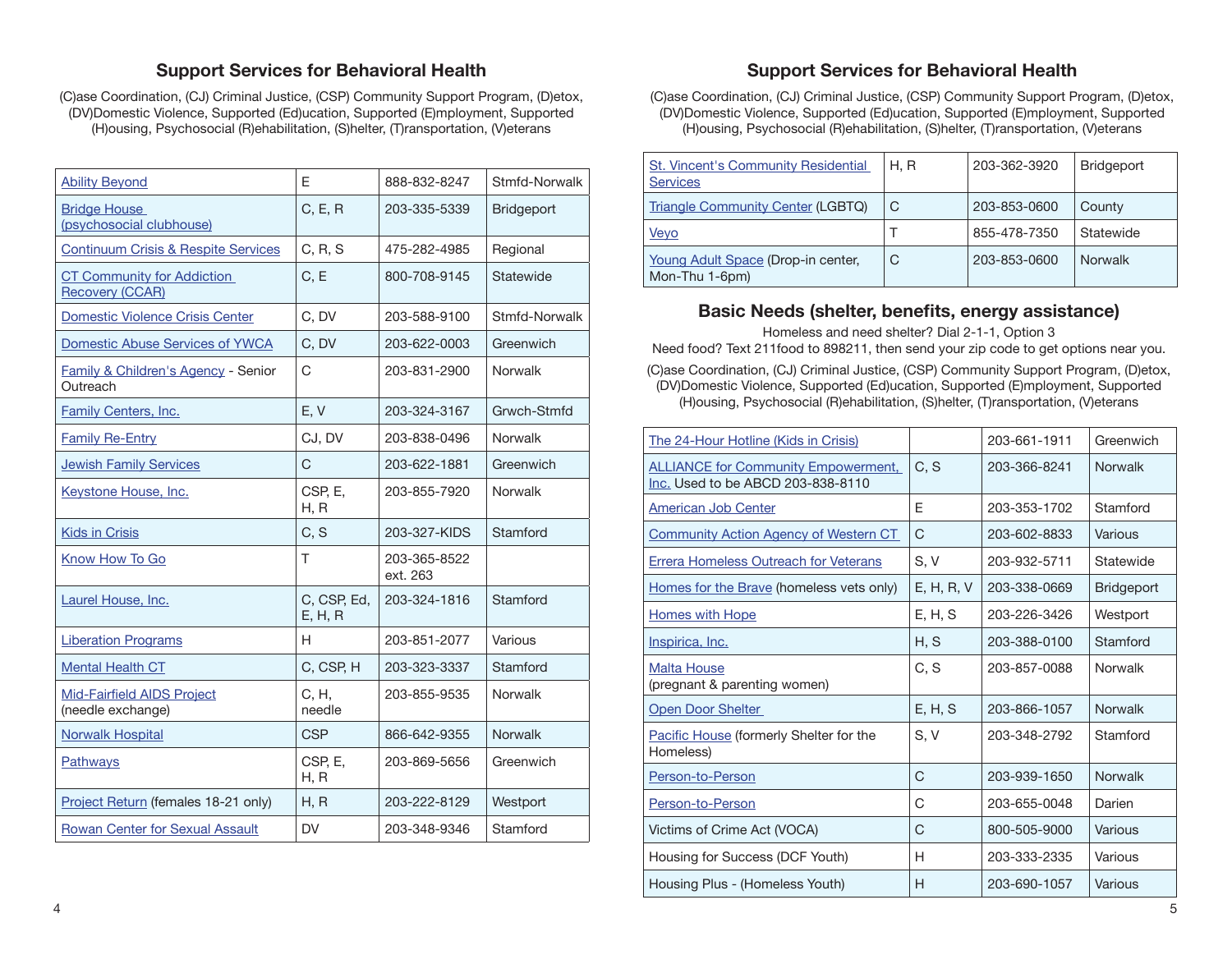## Support Services for Behavioral Health

(C)ase Coordination, (CJ) Criminal Justice, (CSP) Community Support Program, (D)etox, (DV)Domestic Violence, Supported (Ed)ucation, Supported (E)mployment, Supported (H)ousing, Psychosocial (R)ehabilitation, (S)helter, (T)ransportation, (V)eterans

| Organization | Services | Phone | Area |
|---|---|---|---|
| Ability Beyond | E | 888-832-8247 | Stmfd-Norwalk |
| Bridge House (psychosocial clubhouse) | C, E, R | 203-335-5339 | Bridgeport |
| Continuum Crisis & Respite Services | C, R, S | 475-282-4985 | Regional |
| CT Community for Addiction Recovery (CCAR) | C, E | 800-708-9145 | Statewide |
| Domestic Violence Crisis Center | C, DV | 203-588-9100 | Stmfd-Norwalk |
| Domestic Abuse Services of YWCA | C, DV | 203-622-0003 | Greenwich |
| Family & Children's Agency - Senior Outreach | C | 203-831-2900 | Norwalk |
| Family Centers, Inc. | E, V | 203-324-3167 | Grwch-Stmfd |
| Family Re-Entry | CJ, DV | 203-838-0496 | Norwalk |
| Jewish Family Services | C | 203-622-1881 | Greenwich |
| Keystone House, Inc. | CSP, E, H, R | 203-855-7920 | Norwalk |
| Kids in Crisis | C, S | 203-327-KIDS | Stamford |
| Know How To Go | T | 203-365-8522 ext. 263 | |
| Laurel House, Inc. | C, CSP, Ed, E, H, R | 203-324-1816 | Stamford |
| Liberation Programs | H | 203-851-2077 | Various |
| Mental Health CT | C, CSP, H | 203-323-3337 | Stamford |
| Mid-Fairfield AIDS Project (needle exchange) | C, H, needle | 203-855-9535 | Norwalk |
| Norwalk Hospital | CSP | 866-642-9355 | Norwalk |
| Pathways | CSP, E, H, R | 203-869-5656 | Greenwich |
| Project Return (females 18-21 only) | H, R | 203-222-8129 | Westport |
| Rowan Center for Sexual Assault | DV | 203-348-9346 | Stamford |
| St. Vincent's Community Residential Services | H, R | 203-362-3920 | Bridgeport |
| Triangle Community Center (LGBTQ) | C | 203-853-0600 | County |
| Veyo | T | 855-478-7350 | Statewide |
| Young Adult Space (Drop-in center, Mon-Thu 1-6pm) | C | 203-853-0600 | Norwalk |

## Basic Needs (shelter, benefits, energy assistance)

Homeless and need shelter? Dial 2-1-1, Option 3

Need food? Text 211food to 898211, then send your zip code to get options near you.

(C)ase Coordination, (CJ) Criminal Justice, (CSP) Community Support Program, (D)etox, (DV)Domestic Violence, Supported (Ed)ucation, Supported (E)mployment, Supported (H)ousing, Psychosocial (R)ehabilitation, (S)helter, (T)ransportation, (V)eterans

| Organization | Services | Phone | Area |
|---|---|---|---|
| The 24-Hour Hotline (Kids in Crisis) | | 203-661-1911 | Greenwich |
| ALLIANCE for Community Empowerment, Inc. Used to be ABCD 203-838-8110 | C, S | 203-366-8241 | Norwalk |
| American Job Center | E | 203-353-1702 | Stamford |
| Community Action Agency of Western CT | C | 203-602-8833 | Various |
| Errera Homeless Outreach for Veterans | S, V | 203-932-5711 | Statewide |
| Homes for the Brave (homeless vets only) | E, H, R, V | 203-338-0669 | Bridgeport |
| Homes with Hope | E, H, S | 203-226-3426 | Westport |
| Inspirica, Inc. | H, S | 203-388-0100 | Stamford |
| Malta House (pregnant & parenting women) | C, S | 203-857-0088 | Norwalk |
| Open Door Shelter | E, H, S | 203-866-1057 | Norwalk |
| Pacific House (formerly Shelter for the Homeless) | S, V | 203-348-2792 | Stamford |
| Person-to-Person | C | 203-939-1650 | Norwalk |
| Person-to-Person | C | 203-655-0048 | Darien |
| Victims of Crime Act (VOCA) | C | 800-505-9000 | Various |
| Housing for Success (DCF Youth) | H | 203-333-2335 | Various |
| Housing Plus - (Homeless Youth) | H | 203-690-1057 | Various |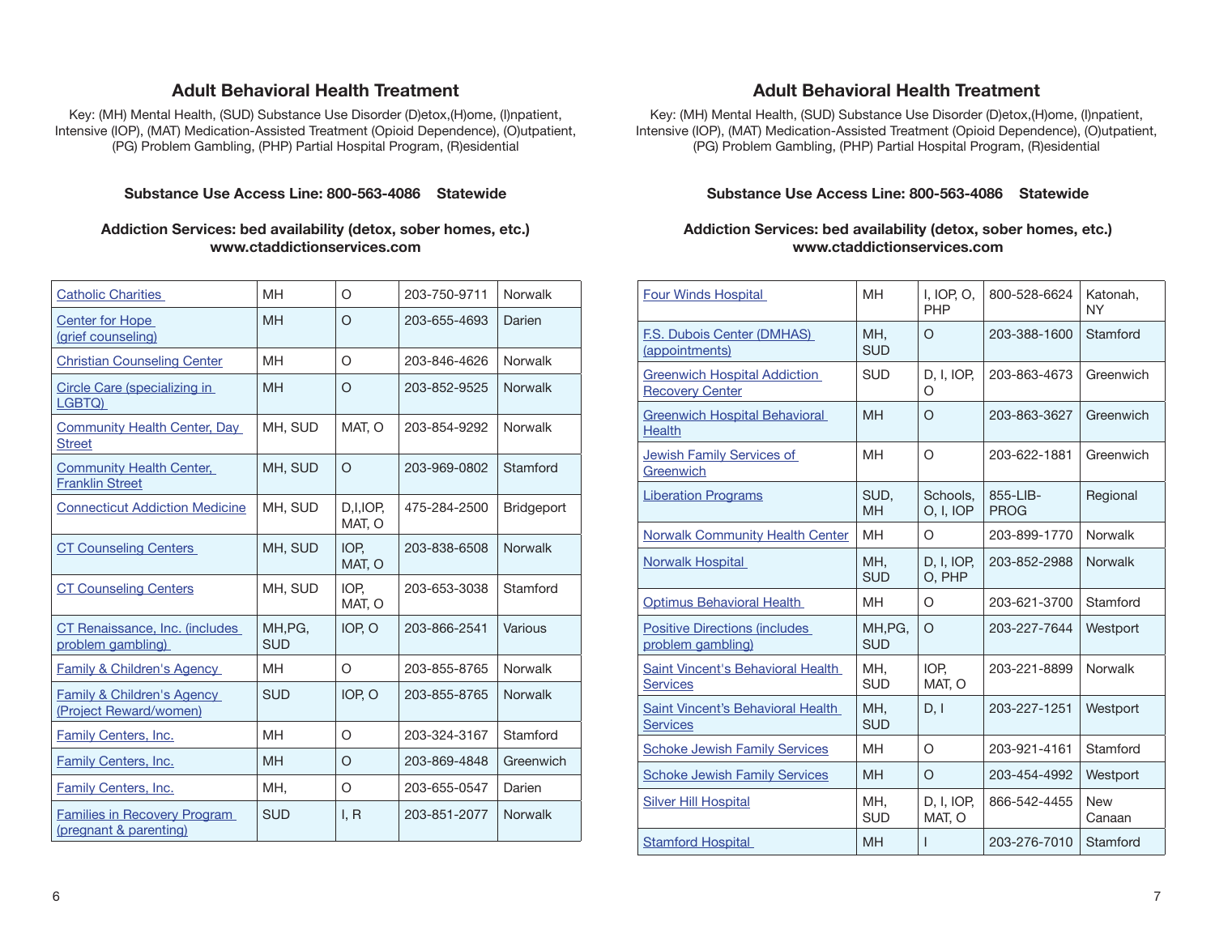## Adult Behavioral Health Treatment

Key: (MH) Mental Health, (SUD) Substance Use Disorder (D)etox,(H)ome, (I)npatient, Intensive (IOP), (MAT) Medication-Assisted Treatment (Opioid Dependence), (O)utpatient, (PG) Problem Gambling, (PHP) Partial Hospital Program, (R)esidential

**Substance Use Access Line: 800-563-4086 Statewide**

**Addiction Services: bed availability (detox, sober homes, etc.) www.ctaddictionservices.com**

| | | | | |
|---|---|---|---|---|
| Catholic Charities | MH | O | 203-750-9711 | Norwalk |
| Center for Hope (grief counseling) | MH | O | 203-655-4693 | Darien |
| Christian Counseling Center | MH | O | 203-846-4626 | Norwalk |
| Circle Care (specializing in LGBTQ) | MH | O | 203-852-9525 | Norwalk |
| Community Health Center, Day Street | MH, SUD | MAT, O | 203-854-9292 | Norwalk |
| Community Health Center, Franklin Street | MH, SUD | O | 203-969-0802 | Stamford |
| Connecticut Addiction Medicine | MH, SUD | D,I,IOP, MAT, O | 475-284-2500 | Bridgeport |
| CT Counseling Centers | MH, SUD | IOP, MAT, O | 203-838-6508 | Norwalk |
| CT Counseling Centers | MH, SUD | IOP, MAT, O | 203-653-3038 | Stamford |
| CT Renaissance, Inc. (includes problem gambling) | MH,PG, SUD | IOP, O | 203-866-2541 | Various |
| Family & Children's Agency | MH | O | 203-855-8765 | Norwalk |
| Family & Children's Agency (Project Reward/women) | SUD | IOP, O | 203-855-8765 | Norwalk |
| Family Centers, Inc. | MH | O | 203-324-3167 | Stamford |
| Family Centers, Inc. | MH | O | 203-869-4848 | Greenwich |
| Family Centers, Inc. | MH, | O | 203-655-0547 | Darien |
| Families in Recovery Program (pregnant & parenting) | SUD | I, R | 203-851-2077 | Norwalk |

## Adult Behavioral Health Treatment

Key: (MH) Mental Health, (SUD) Substance Use Disorder (D)etox,(H)ome, (I)npatient, Intensive (IOP), (MAT) Medication-Assisted Treatment (Opioid Dependence), (O)utpatient, (PG) Problem Gambling, (PHP) Partial Hospital Program, (R)esidential

**Substance Use Access Line: 800-563-4086 Statewide**

**Addiction Services: bed availability (detox, sober homes, etc.) www.ctaddictionservices.com**

| | | | | |
|---|---|---|---|---|
| Four Winds Hospital | MH | I, IOP, O, PHP | 800-528-6624 | Katonah, NY |
| F.S. Dubois Center (DMHAS) (appointments) | MH, SUD | O | 203-388-1600 | Stamford |
| Greenwich Hospital Addiction Recovery Center | SUD | D, I, IOP, O | 203-863-4673 | Greenwich |
| Greenwich Hospital Behavioral Health | MH | O | 203-863-3627 | Greenwich |
| Jewish Family Services of Greenwich | MH | O | 203-622-1881 | Greenwich |
| Liberation Programs | SUD, MH | Schools, O, I, IOP | 855-LIB-PROG | Regional |
| Norwalk Community Health Center | MH | O | 203-899-1770 | Norwalk |
| Norwalk Hospital | MH, SUD | D, I, IOP, O, PHP | 203-852-2988 | Norwalk |
| Optimus Behavioral Health | MH | O | 203-621-3700 | Stamford |
| Positive Directions (includes problem gambling) | MH,PG, SUD | O | 203-227-7644 | Westport |
| Saint Vincent's Behavioral Health Services | MH, SUD | IOP, MAT, O | 203-221-8899 | Norwalk |
| Saint Vincent's Behavioral Health Services | MH, SUD | D, I | 203-227-1251 | Westport |
| Schoke Jewish Family Services | MH | O | 203-921-4161 | Stamford |
| Schoke Jewish Family Services | MH | O | 203-454-4992 | Westport |
| Silver Hill Hospital | MH, SUD | D, I, IOP, MAT, O | 866-542-4455 | New Canaan |
| Stamford Hospital | MH | I | 203-276-7010 | Stamford |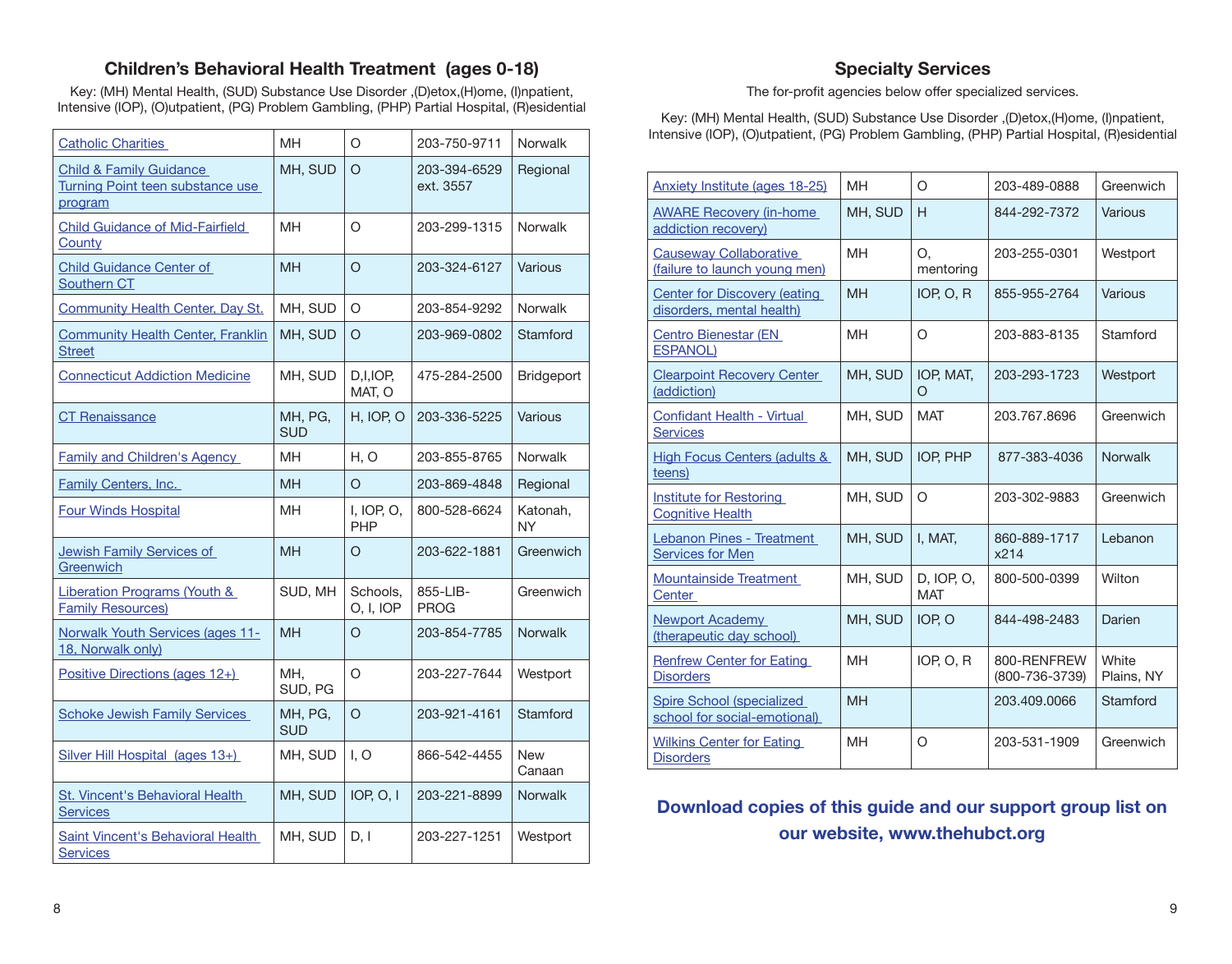## Children's Behavioral Health Treatment (ages 0-18)

Key: (MH) Mental Health, (SUD) Substance Use Disorder ,(D)etox,(H)ome, (I)npatient, Intensive (IOP), (O)utpatient, (PG) Problem Gambling, (PHP) Partial Hospital, (R)esidential

| Agency | Services | Type | Phone | Location |
| --- | --- | --- | --- | --- |
| Catholic Charities | MH | O | 203-750-9711 | Norwalk |
| Child & Family Guidance Turning Point teen substance use program | MH, SUD | O | 203-394-6529 ext. 3557 | Regional |
| Child Guidance of Mid-Fairfield County | MH | O | 203-299-1315 | Norwalk |
| Child Guidance Center of Southern CT | MH | O | 203-324-6127 | Various |
| Community Health Center, Day St. | MH, SUD | O | 203-854-9292 | Norwalk |
| Community Health Center, Franklin Street | MH, SUD | O | 203-969-0802 | Stamford |
| Connecticut Addiction Medicine | MH, SUD | D,I,IOP, MAT, O | 475-284-2500 | Bridgeport |
| CT Renaissance | MH, PG, SUD | H, IOP, O | 203-336-5225 | Various |
| Family and Children's Agency | MH | H, O | 203-855-8765 | Norwalk |
| Family Centers, Inc. | MH | O | 203-869-4848 | Regional |
| Four Winds Hospital | MH | I, IOP, O, PHP | 800-528-6624 | Katonah, NY |
| Jewish Family Services of Greenwich | MH | O | 203-622-1881 | Greenwich |
| Liberation Programs (Youth & Family Resources) | SUD, MH | Schools, O, I, IOP | 855-LIB-PROG | Greenwich |
| Norwalk Youth Services (ages 11-18, Norwalk only) | MH | O | 203-854-7785 | Norwalk |
| Positive Directions (ages 12+) | MH, SUD, PG | O | 203-227-7644 | Westport |
| Schoke Jewish Family Services | MH, PG, SUD | O | 203-921-4161 | Stamford |
| Silver Hill Hospital (ages 13+) | MH, SUD | I, O | 866-542-4455 | New Canaan |
| St. Vincent's Behavioral Health Services | MH, SUD | IOP, O, I | 203-221-8899 | Norwalk |
| Saint Vincent's Behavioral Health Services | MH, SUD | D, I | 203-227-1251 | Westport |

## Specialty Services

The for-profit agencies below offer specialized services.

Key: (MH) Mental Health, (SUD) Substance Use Disorder ,(D)etox,(H)ome, (I)npatient, Intensive (IOP), (O)utpatient, (PG) Problem Gambling, (PHP) Partial Hospital, (R)esidential

| Agency | Services | Type | Phone | Location |
| --- | --- | --- | --- | --- |
| Anxiety Institute (ages 18-25) | MH | O | 203-489-0888 | Greenwich |
| AWARE Recovery (in-home addiction recovery) | MH, SUD | H | 844-292-7372 | Various |
| Causeway Collaborative (failure to launch young men) | MH | O, mentoring | 203-255-0301 | Westport |
| Center for Discovery (eating disorders, mental health) | MH | IOP, O, R | 855-955-2764 | Various |
| Centro Bienestar (EN ESPANOL) | MH | O | 203-883-8135 | Stamford |
| Clearpoint Recovery Center (addiction) | MH, SUD | IOP, MAT, O | 203-293-1723 | Westport |
| Confidant Health - Virtual Services | MH, SUD | MAT | 203.767.8696 | Greenwich |
| High Focus Centers (adults & teens) | MH, SUD | IOP, PHP | 877-383-4036 | Norwalk |
| Institute for Restoring Cognitive Health | MH, SUD | O | 203-302-9883 | Greenwich |
| Lebanon Pines - Treatment Services for Men | MH, SUD | I, MAT, | 860-889-1717 x214 | Lebanon |
| Mountainside Treatment Center | MH, SUD | D, IOP, O, MAT | 800-500-0399 | Wilton |
| Newport Academy (therapeutic day school) | MH, SUD | IOP, O | 844-498-2483 | Darien |
| Renfrew Center for Eating Disorders | MH | IOP, O, R | 800-RENFREW (800-736-3739) | White Plains, NY |
| Spire School (specialized school for social-emotional) | MH | | 203.409.0066 | Stamford |
| Wilkins Center for Eating Disorders | MH | O | 203-531-1909 | Greenwich |

**Download copies of this guide and our support group list on our website, www.thehubct.org**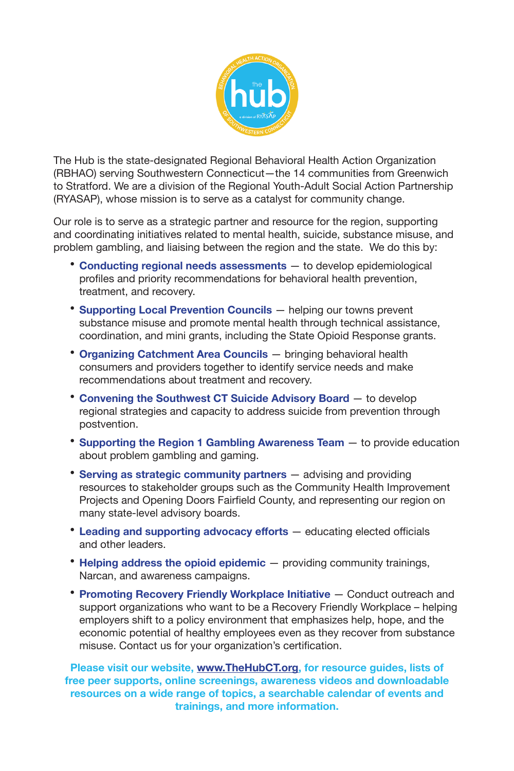The Hub is the state-designated Regional Behavioral Health Action Organization (RBHAO) serving Southwestern Connecticut—the 14 communities from Greenwich to Stratford. We are a division of the Regional Youth-Adult Social Action Partnership (RYASAP), whose mission is to serve as a catalyst for community change.

Our role is to serve as a strategic partner and resource for the region, supporting and coordinating initiatives related to mental health, suicide, substance misuse, and problem gambling, and liaising between the region and the state. We do this by:

- **Conducting regional needs assessments** — to develop epidemiological profiles and priority recommendations for behavioral health prevention, treatment, and recovery.
- **Supporting Local Prevention Councils** — helping our towns prevent substance misuse and promote mental health through technical assistance, coordination, and mini grants, including the State Opioid Response grants.
- **Organizing Catchment Area Councils** — bringing behavioral health consumers and providers together to identify service needs and make recommendations about treatment and recovery.
- **Convening the Southwest CT Suicide Advisory Board** — to develop regional strategies and capacity to address suicide from prevention through postvention.
- **Supporting the Region 1 Gambling Awareness Team** — to provide education about problem gambling and gaming.
- **Serving as strategic community partners** — advising and providing resources to stakeholder groups such as the Community Health Improvement Projects and Opening Doors Fairfield County, and representing our region on many state-level advisory boards.
- **Leading and supporting advocacy efforts** — educating elected officials and other leaders.
- **Helping address the opioid epidemic** — providing community trainings, Narcan, and awareness campaigns.
- **Promoting Recovery Friendly Workplace Initiative** — Conduct outreach and support organizations who want to be a Recovery Friendly Workplace – helping employers shift to a policy environment that emphasizes help, hope, and the economic potential of healthy employees even as they recover from substance misuse. Contact us for your organization's certification.

**Please visit our website, www.TheHubCT.org, for resource guides, lists of free peer supports, online screenings, awareness videos and downloadable resources on a wide range of topics, a searchable calendar of events and trainings, and more information.**